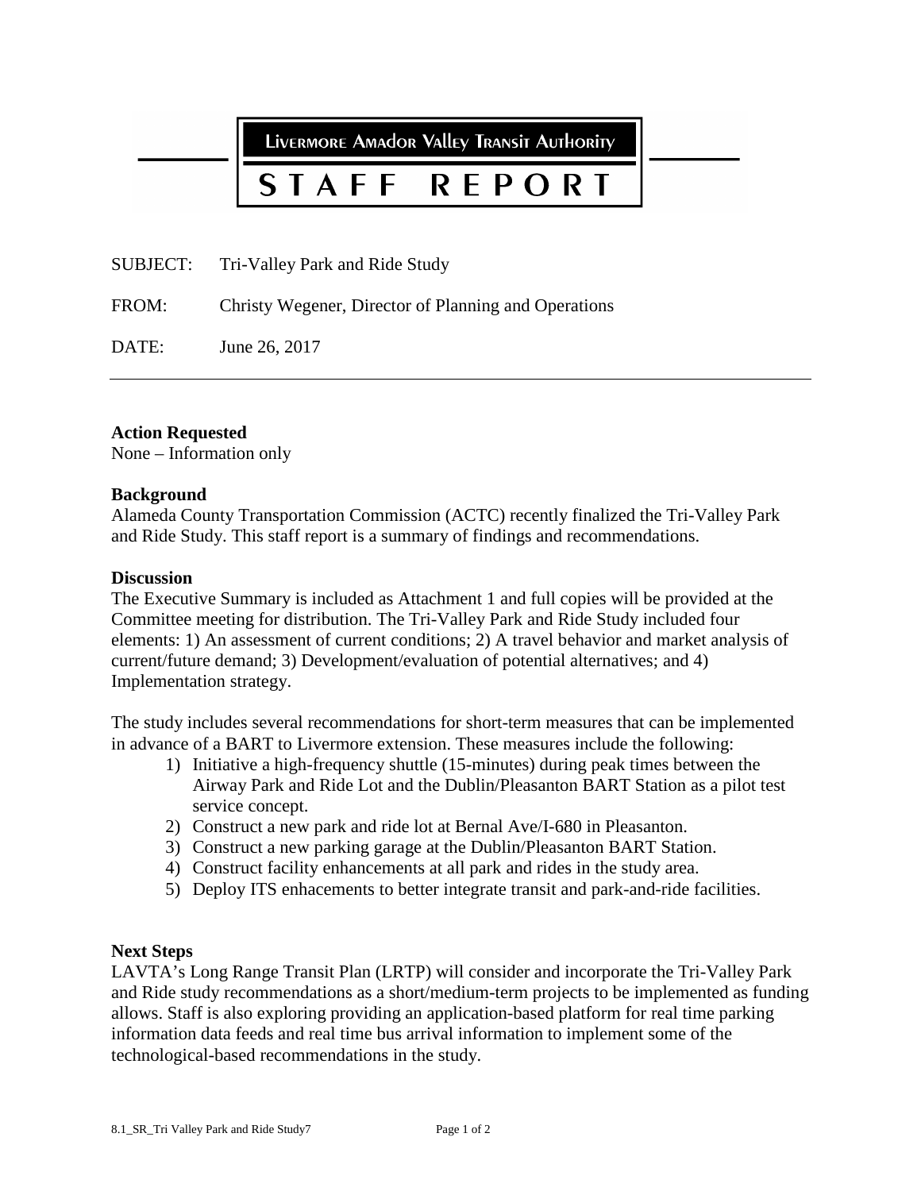# Livermore Amador Valley Transit Authority

# STAFF REPORT

SUBJECT: Tri-Valley Park and Ride Study

FROM: Christy Wegener, Director of Planning and Operations

DATE: June 26, 2017

---

**Action Requested**
None – Information only

**Background**
Alameda County Transportation Commission (ACTC) recently finalized the Tri-Valley Park and Ride Study. This staff report is a summary of findings and recommendations.

**Discussion**
The Executive Summary is included as Attachment 1 and full copies will be provided at the Committee meeting for distribution. The Tri-Valley Park and Ride Study included four elements: 1) An assessment of current conditions; 2) A travel behavior and market analysis of current/future demand; 3) Development/evaluation of potential alternatives; and 4) Implementation strategy.

The study includes several recommendations for short-term measures that can be implemented in advance of a BART to Livermore extension. These measures include the following:

1) Initiative a high-frequency shuttle (15-minutes) during peak times between the Airway Park and Ride Lot and the Dublin/Pleasanton BART Station as a pilot test service concept.
2) Construct a new park and ride lot at Bernal Ave/I-680 in Pleasanton.
3) Construct a new parking garage at the Dublin/Pleasanton BART Station.
4) Construct facility enhancements at all park and rides in the study area.
5) Deploy ITS enhacements to better integrate transit and park-and-ride facilities.

**Next Steps**
LAVTA's Long Range Transit Plan (LRTP) will consider and incorporate the Tri-Valley Park and Ride study recommendations as a short/medium-term projects to be implemented as funding allows. Staff is also exploring providing an application-based platform for real time parking information data feeds and real time bus arrival information to implement some of the technological-based recommendations in the study.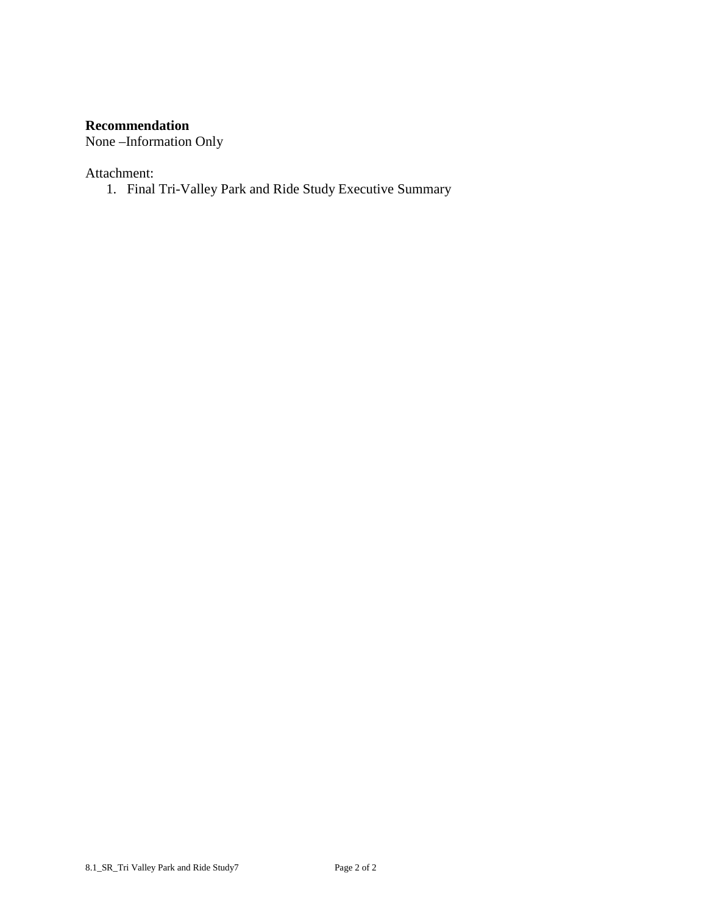**Recommendation**

None –Information Only

Attachment:

1. Final Tri-Valley Park and Ride Study Executive Summary